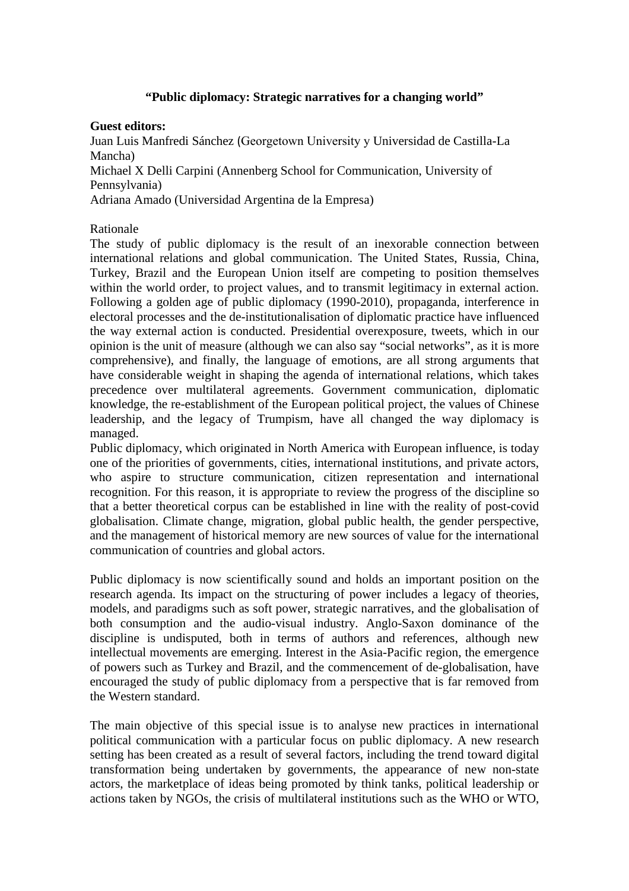# "Public diplomacy: Strategic narratives for a changing world"

**Guest editors:**

Juan Luis Manfredi Sánchez (Georgetown University y Universidad de Castilla-La Mancha)

Michael X Delli Carpini (Annenberg School for Communication, University of Pennsylvania)

Adriana Amado (Universidad Argentina de la Empresa)

Rationale

The study of public diplomacy is the result of an inexorable connection between international relations and global communication. The United States, Russia, China, Turkey, Brazil and the European Union itself are competing to position themselves within the world order, to project values, and to transmit legitimacy in external action. Following a golden age of public diplomacy (1990-2010), propaganda, interference in electoral processes and the de-institutionalisation of diplomatic practice have influenced the way external action is conducted. Presidential overexposure, tweets, which in our opinion is the unit of measure (although we can also say "social networks", as it is more comprehensive), and finally, the language of emotions, are all strong arguments that have considerable weight in shaping the agenda of international relations, which takes precedence over multilateral agreements. Government communication, diplomatic knowledge, the re-establishment of the European political project, the values of Chinese leadership, and the legacy of Trumpism, have all changed the way diplomacy is managed.

Public diplomacy, which originated in North America with European influence, is today one of the priorities of governments, cities, international institutions, and private actors, who aspire to structure communication, citizen representation and international recognition. For this reason, it is appropriate to review the progress of the discipline so that a better theoretical corpus can be established in line with the reality of post-covid globalisation. Climate change, migration, global public health, the gender perspective, and the management of historical memory are new sources of value for the international communication of countries and global actors.

Public diplomacy is now scientifically sound and holds an important position on the research agenda. Its impact on the structuring of power includes a legacy of theories, models, and paradigms such as soft power, strategic narratives, and the globalisation of both consumption and the audio-visual industry. Anglo-Saxon dominance of the discipline is undisputed, both in terms of authors and references, although new intellectual movements are emerging. Interest in the Asia-Pacific region, the emergence of powers such as Turkey and Brazil, and the commencement of de-globalisation, have encouraged the study of public diplomacy from a perspective that is far removed from the Western standard.

The main objective of this special issue is to analyse new practices in international political communication with a particular focus on public diplomacy. A new research setting has been created as a result of several factors, including the trend toward digital transformation being undertaken by governments, the appearance of new non-state actors, the marketplace of ideas being promoted by think tanks, political leadership or actions taken by NGOs, the crisis of multilateral institutions such as the WHO or WTO,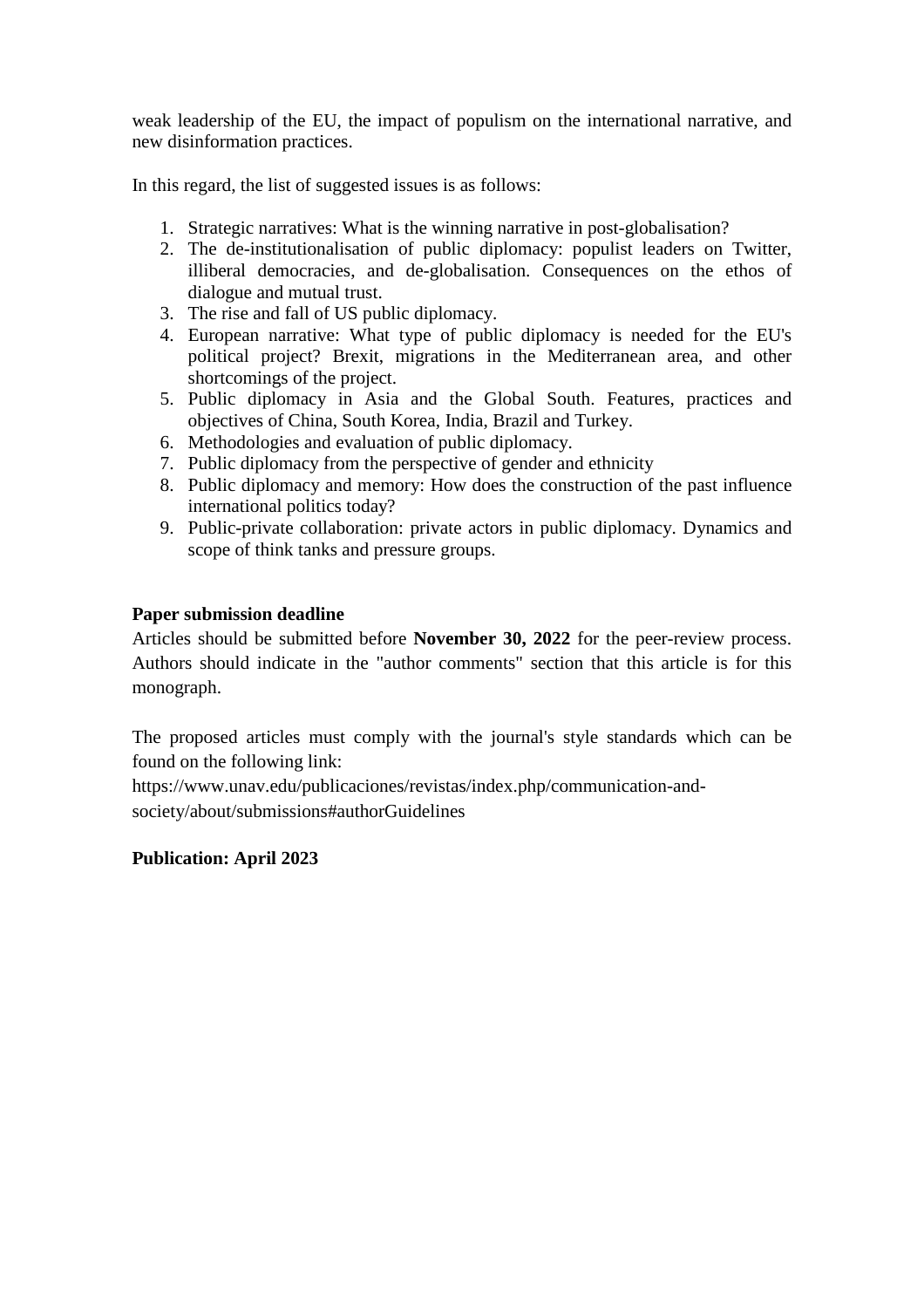weak leadership of the EU, the impact of populism on the international narrative, and new disinformation practices.

In this regard, the list of suggested issues is as follows:

1. Strategic narratives: What is the winning narrative in post-globalisation?
2. The de-institutionalisation of public diplomacy: populist leaders on Twitter, illiberal democracies, and de-globalisation. Consequences on the ethos of dialogue and mutual trust.
3. The rise and fall of US public diplomacy.
4. European narrative: What type of public diplomacy is needed for the EU's political project? Brexit, migrations in the Mediterranean area, and other shortcomings of the project.
5. Public diplomacy in Asia and the Global South. Features, practices and objectives of China, South Korea, India, Brazil and Turkey.
6. Methodologies and evaluation of public diplomacy.
7. Public diplomacy from the perspective of gender and ethnicity
8. Public diplomacy and memory: How does the construction of the past influence international politics today?
9. Public-private collaboration: private actors in public diplomacy. Dynamics and scope of think tanks and pressure groups.

**Paper submission deadline**

Articles should be submitted before **November 30, 2022** for the peer-review process. Authors should indicate in the "author comments" section that this article is for this monograph.

The proposed articles must comply with the journal's style standards which can be found on the following link:
https://www.unav.edu/publicaciones/revistas/index.php/communication-and-society/about/submissions#authorGuidelines

**Publication: April 2023**